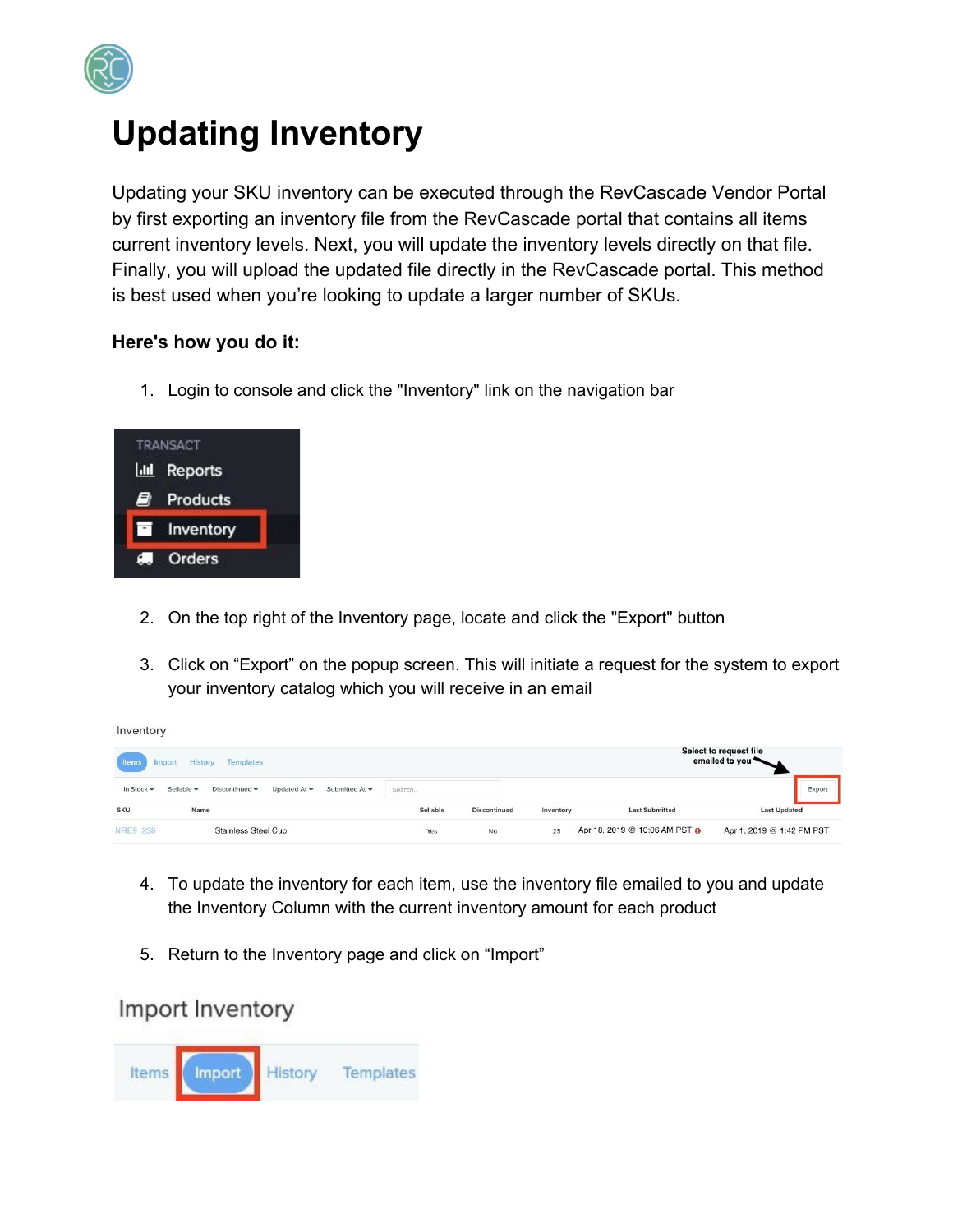# Updating Inventory

Updating your SKU inventory can be executed through the RevCascade Vendor Portal by first exporting an inventory file from the RevCascade portal that contains all items current inventory levels. Next, you will update the inventory levels directly on that file. Finally, you will upload the updated file directly in the RevCascade portal. This method is best used when you're looking to update a larger number of SKUs.

**Here's how you do it:**

1. Login to console and click the "Inventory" link on the navigation bar

2. On the top right of the Inventory page, locate and click the "Export" button

3. Click on "Export" on the popup screen. This will initiate a request for the system to export your inventory catalog which you will receive in an email

4. To update the inventory for each item, use the inventory file emailed to you and update the Inventory Column with the current inventory amount for each product

5. Return to the Inventory page and click on "Import"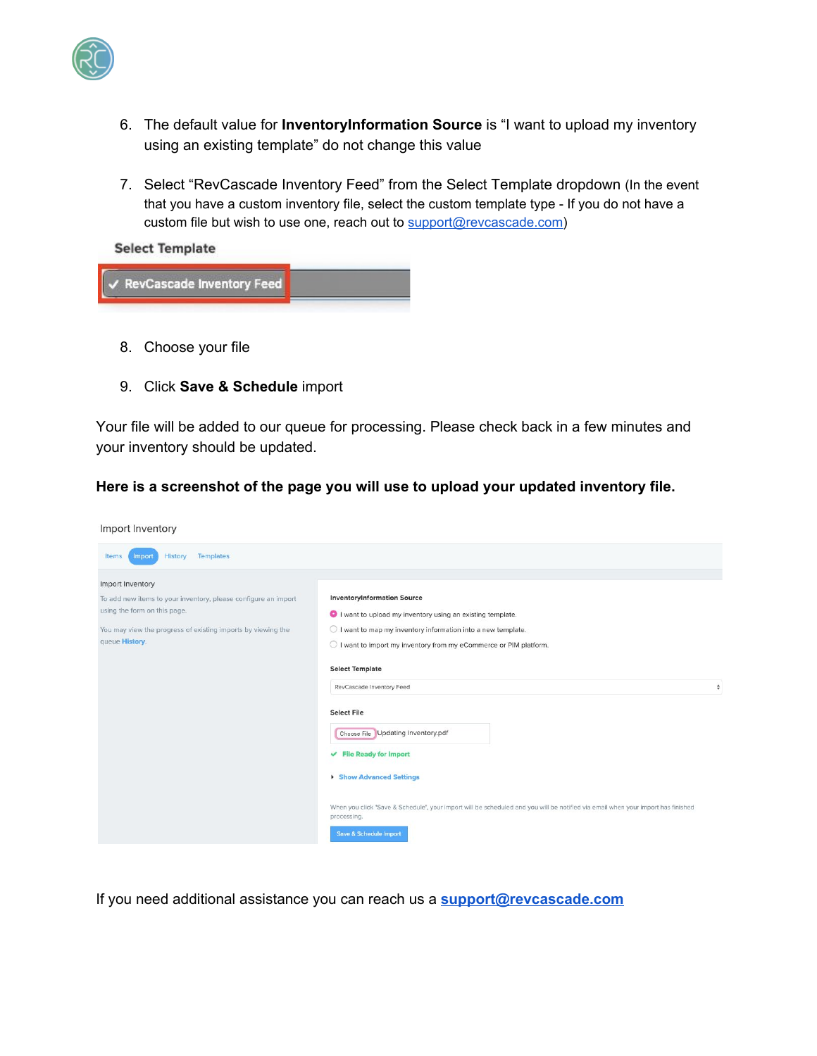6. The default value for **InventoryInformation Source** is "I want to upload my inventory using an existing template" do not change this value

7. Select "RevCascade Inventory Feed" from the Select Template dropdown (In the event that you have a custom inventory file, select the custom template type - If you do not have a custom file but wish to use one, reach out to support@revcascade.com)

Select Template

✓ RevCascade Inventory Feed

8. Choose your file

9. Click **Save & Schedule** import

Your file will be added to our queue for processing. Please check back in a few minutes and your inventory should be updated.

**Here is a screenshot of the page you will use to upload your updated inventory file.**

Import Inventory

Items | Import | History | Templates

Import Inventory

To add new items to your inventory, please configure an import using the form on this page.

You may view the progress of existing imports by viewing the queue History.

InventoryInformation Source

- I want to upload my inventory using an existing template.
- I want to map my inventory information into a new template.
- I want to import my inventory from my eCommerce or PIM platform.

Select Template

RevCascade Inventory Feed

Select File

Choose File Updating Inventory.pdf

✓ File Ready for Import

Show Advanced Settings

When you click 'Save & Schedule', your import will be scheduled and you will be notified via email when your import has finished processing.

Save & Schedule Import

If you need additional assistance you can reach us a **support@revcascade.com**